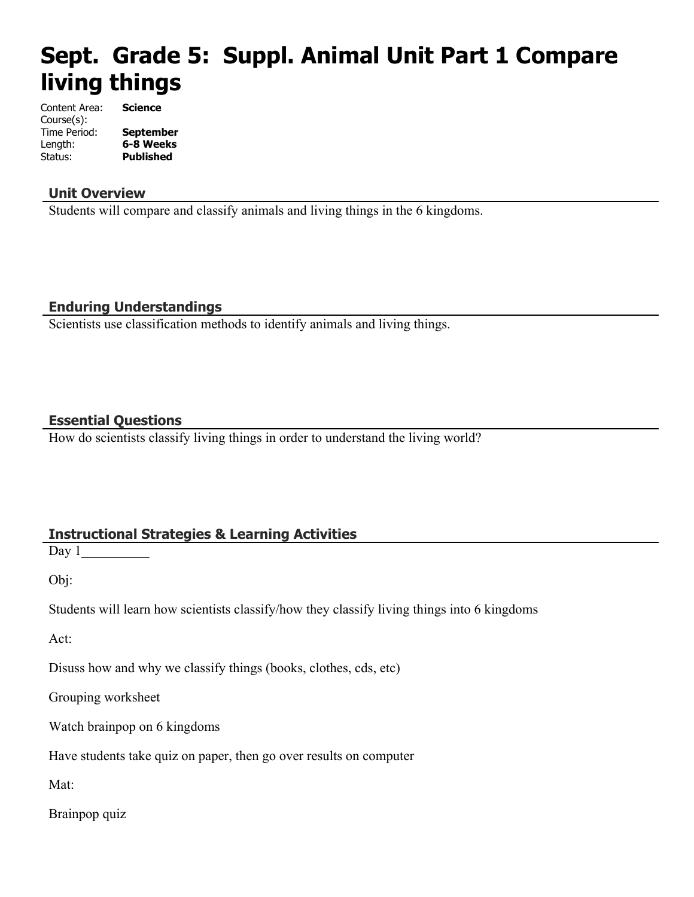# Sept. Grade 5: Suppl. Animal Unit Part 1 Compare living things

Content Area: **Science**
Course(s):
Time Period: **September**
Length: **6-8 Weeks**
Status: **Published**

## Unit Overview

Students will compare and classify animals and living things in the 6 kingdoms.

## Enduring Understandings

Scientists use classification methods to identify animals and living things.

## Essential Questions

How do scientists classify living things in order to understand the living world?

## Instructional Strategies & Learning Activities

Day 1__________

Obj:

Students will learn how scientists classify/how they classify living things into 6 kingdoms

Act:

Disuss how and why we classify things (books, clothes, cds, etc)

Grouping worksheet

Watch brainpop on 6 kingdoms

Have students take quiz on paper, then go over results on computer

Mat:

Brainpop quiz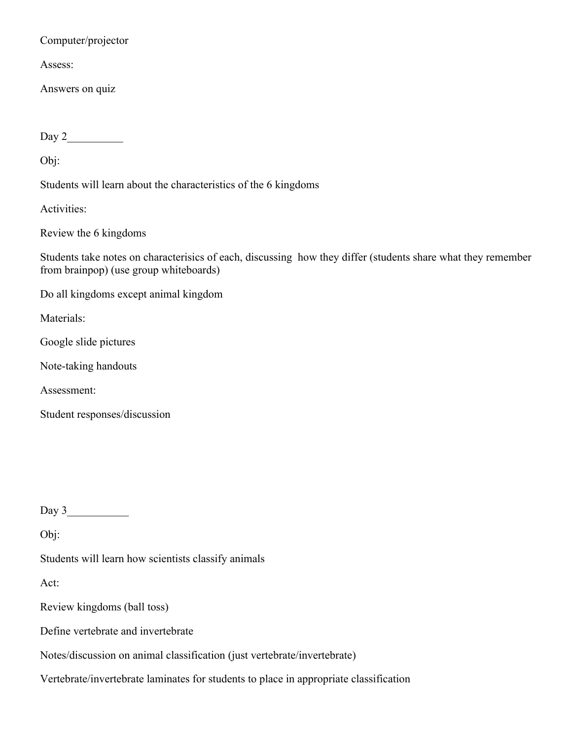Computer/projector

Assess:

Answers on quiz

Day 2__________

Obj:

Students will learn about the characteristics of the 6 kingdoms

Activities:

Review the 6 kingdoms

Students take notes on characterisics of each, discussing how they differ (students share what they remember from brainpop) (use group whiteboards)

Do all kingdoms except animal kingdom

Materials:

Google slide pictures

Note-taking handouts

Assessment:

Student responses/discussion

Day 3___________

Obj:

Students will learn how scientists classify animals

Act:

Review kingdoms (ball toss)

Define vertebrate and invertebrate

Notes/discussion on animal classification (just vertebrate/invertebrate)

Vertebrate/invertebrate laminates for students to place in appropriate classification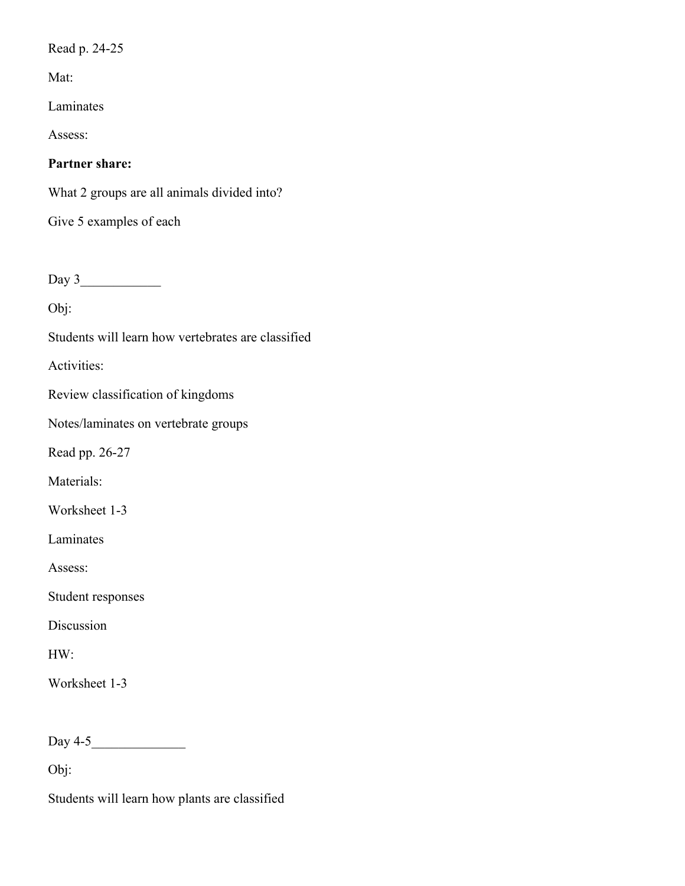Read p. 24-25

Mat:

Laminates

Assess:

**Partner share:**

What 2 groups are all animals divided into?

Give 5 examples of each

Day 3____________

Obj:

Students will learn how vertebrates are classified

Activities:

Review classification of kingdoms

Notes/laminates on vertebrate groups

Read pp. 26-27

Materials:

Worksheet 1-3

Laminates

Assess:

Student responses

Discussion

HW:

Worksheet 1-3

Day 4-5______________

Obj:

Students will learn how plants are classified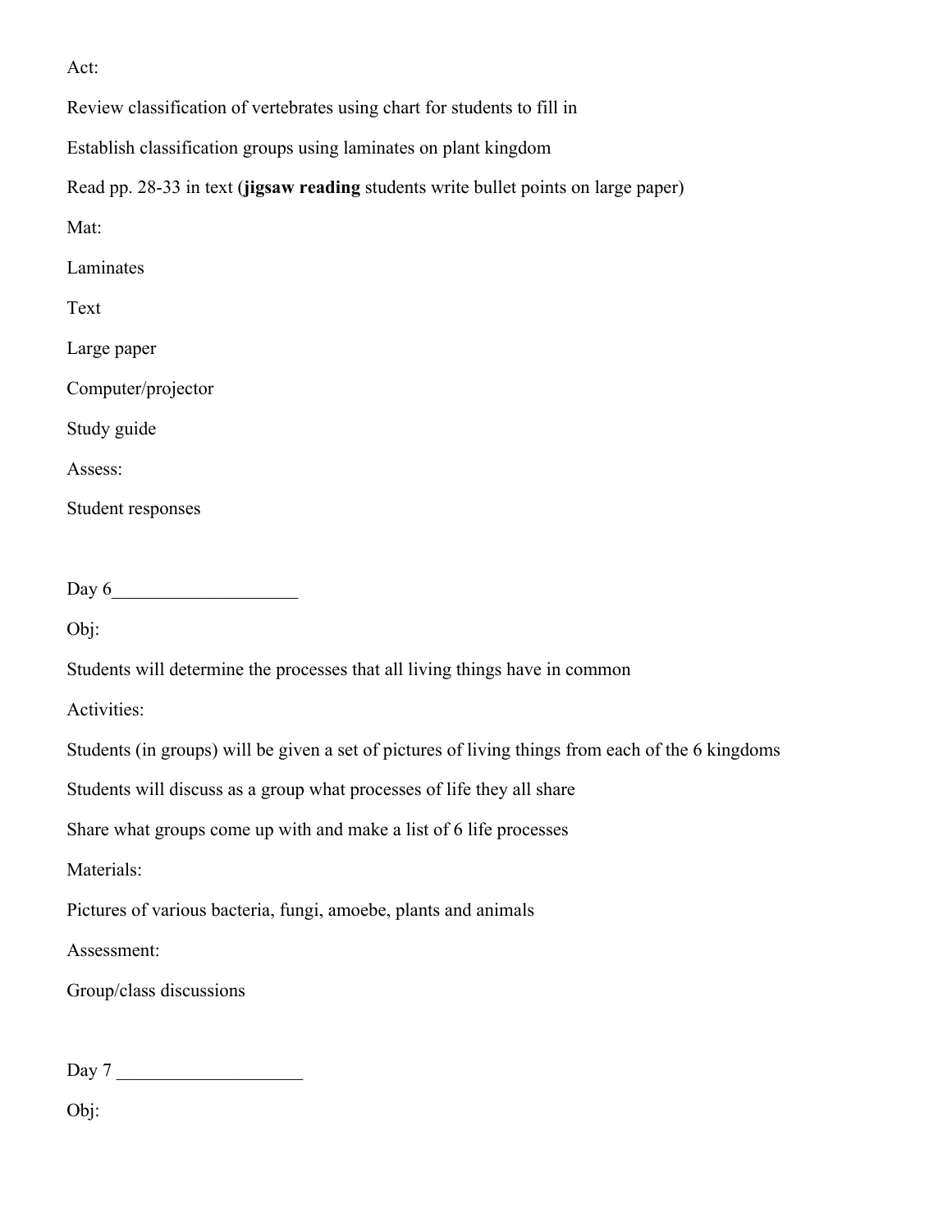Act:

Review classification of vertebrates using chart for students to fill in

Establish classification groups using laminates on plant kingdom

Read pp. 28-33 in text (**jigsaw reading** students write bullet points on large paper)

Mat:

Laminates

Text

Large paper

Computer/projector

Study guide

Assess:

Student responses

Day 6____________________

Obj:

Students will determine the processes that all living things have in common

Activities:

Students (in groups) will be given a set of pictures of living things from each of the 6 kingdoms

Students will discuss as a group what processes of life they all share

Share what groups come up with and make a list of 6 life processes

Materials:

Pictures of various bacteria, fungi, amoebe, plants and animals

Assessment:

Group/class discussions

Day 7 ____________________

Obj: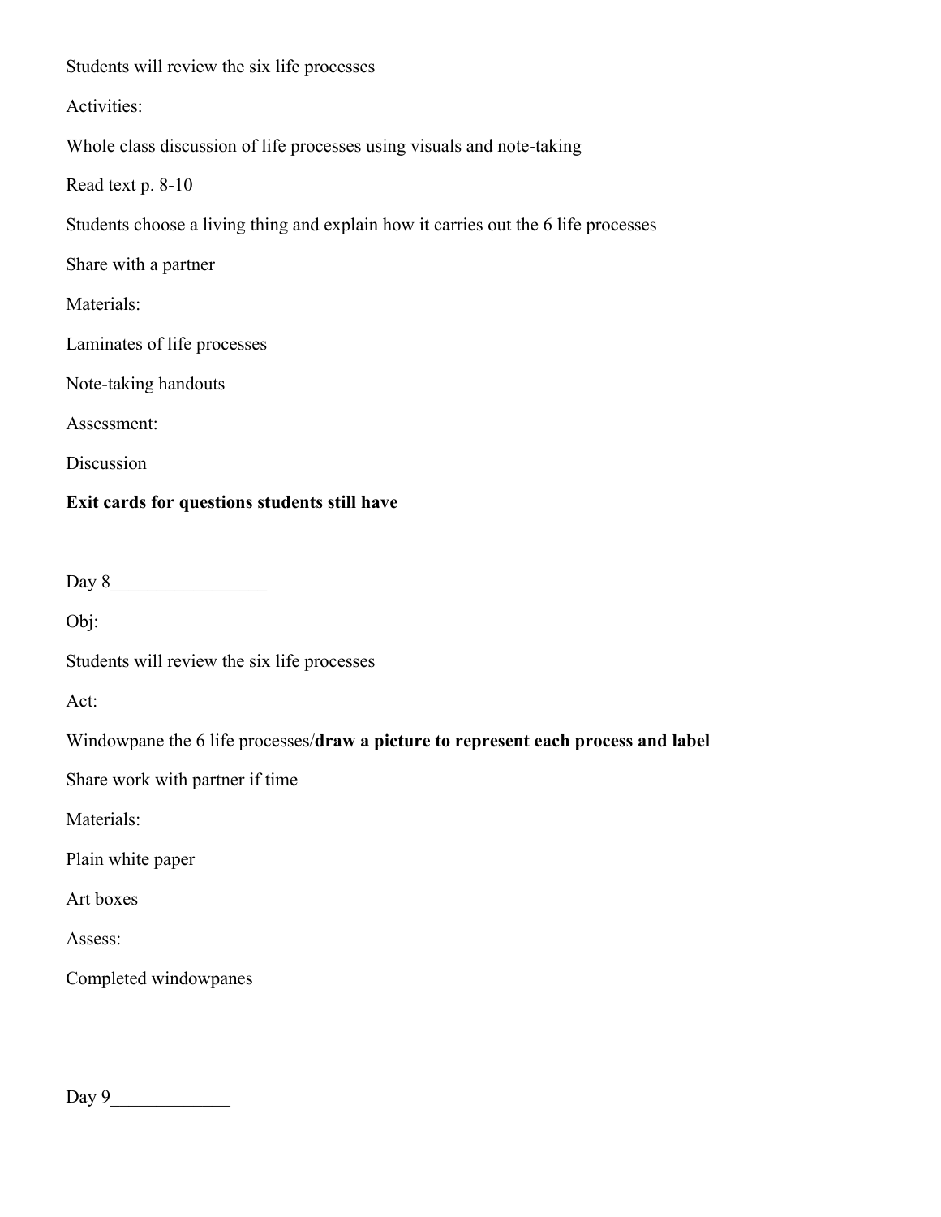Students will review the six life processes

Activities:

Whole class discussion of life processes using visuals and note-taking

Read text p. 8-10

Students choose a living thing and explain how it carries out the 6 life processes

Share with a partner

Materials:

Laminates of life processes

Note-taking handouts

Assessment:

Discussion

**Exit cards for questions students still have**

Day 8_________________

Obj:

Students will review the six life processes

Act:

Windowpane the 6 life processes/**draw a picture to represent each process and label**

Share work with partner if time

Materials:

Plain white paper

Art boxes

Assess:

Completed windowpanes

Day 9_____________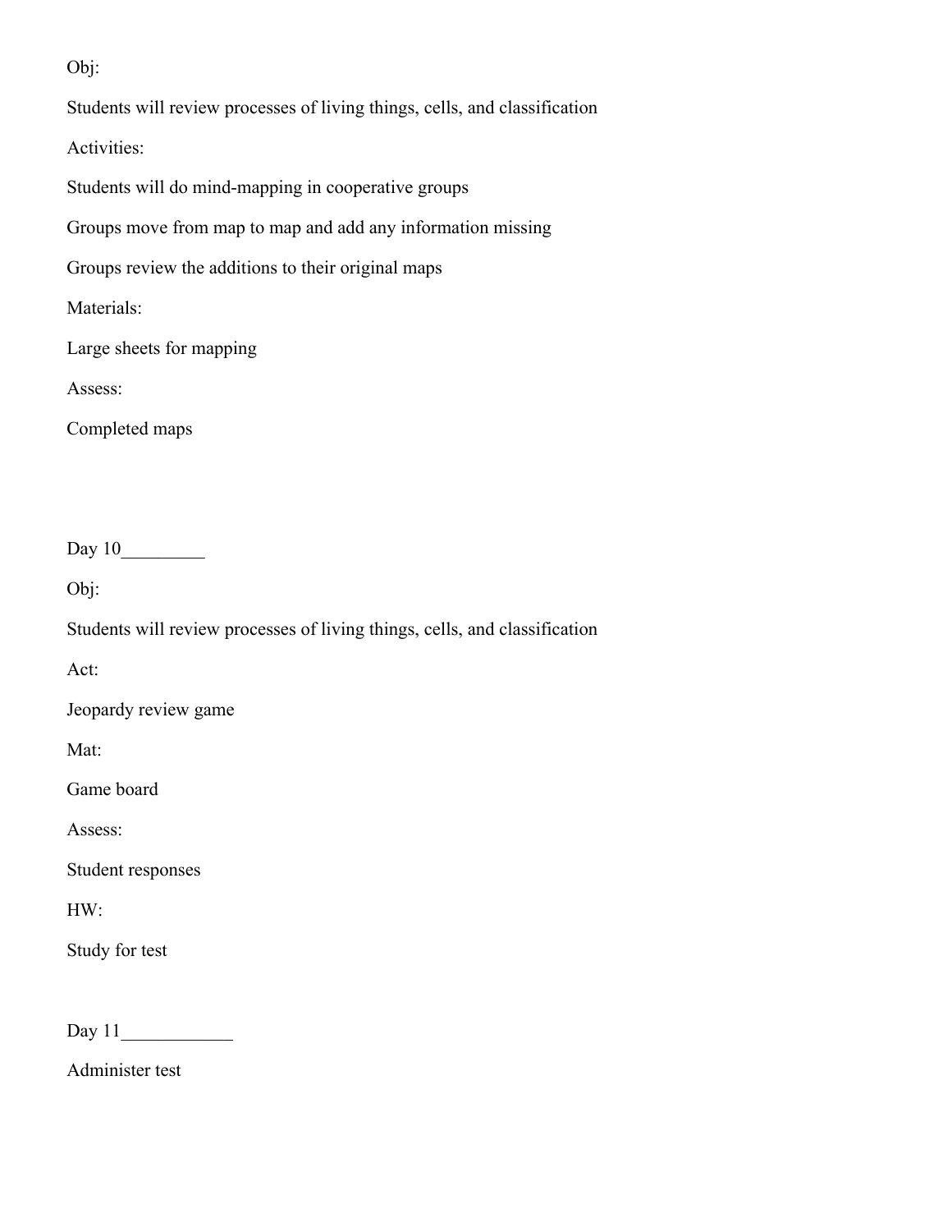Obj:

Students will review processes of living things, cells, and classification

Activities:

Students will do mind-mapping in cooperative groups

Groups move from map to map and add any information missing

Groups review the additions to their original maps

Materials:

Large sheets for mapping

Assess:

Completed maps

Day 10_________

Obj:

Students will review processes of living things, cells, and classification

Act:

Jeopardy review game

Mat:

Game board

Assess:

Student responses

HW:

Study for test

Day 11____________

Administer test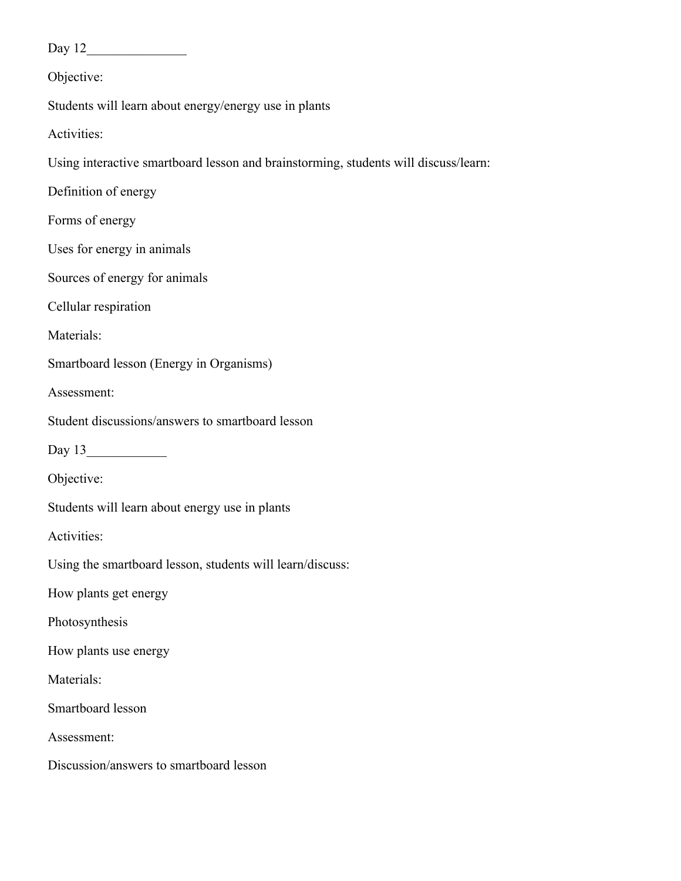Day 12_______________

Objective:

Students will learn about energy/energy use in plants

Activities:

Using interactive smartboard lesson and brainstorming, students will discuss/learn:

Definition of energy

Forms of energy

Uses for energy in animals

Sources of energy for animals

Cellular respiration

Materials:

Smartboard lesson (Energy in Organisms)

Assessment:

Student discussions/answers to smartboard lesson

Day 13____________

Objective:

Students will learn about energy use in plants

Activities:

Using the smartboard lesson, students will learn/discuss:

How plants get energy

Photosynthesis

How plants use energy

Materials:

Smartboard lesson

Assessment:

Discussion/answers to smartboard lesson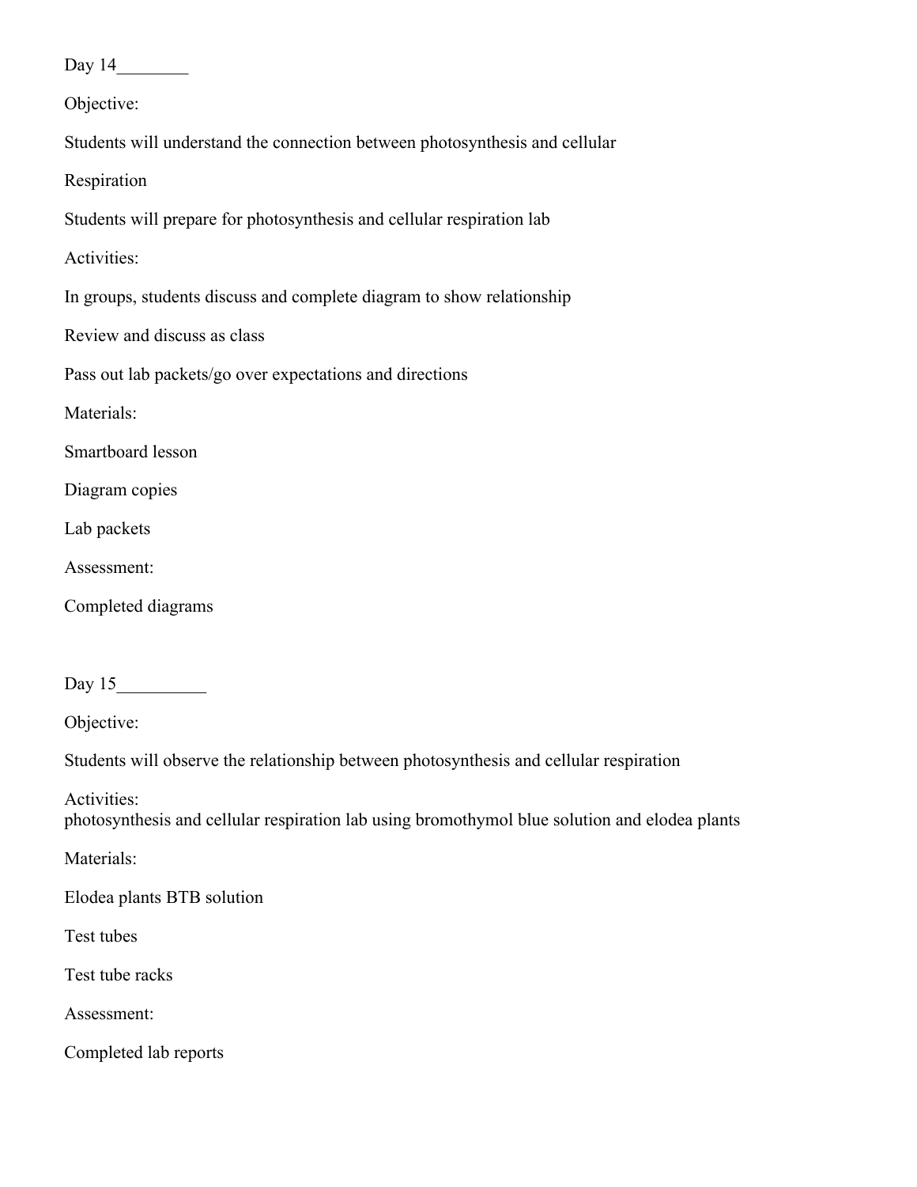Day 14________

Objective:

Students will understand the connection between photosynthesis and cellular

Respiration

Students will prepare for photosynthesis and cellular respiration lab

Activities:

In groups, students discuss and complete diagram to show relationship

Review and discuss as class

Pass out lab packets/go over expectations and directions

Materials:

Smartboard lesson

Diagram copies

Lab packets

Assessment:

Completed diagrams

Day 15__________

Objective:

Students will observe the relationship between photosynthesis and cellular respiration

Activities:
photosynthesis and cellular respiration lab using bromothymol blue solution and elodea plants

Materials:

Elodea plants BTB solution

Test tubes

Test tube racks

Assessment:

Completed lab reports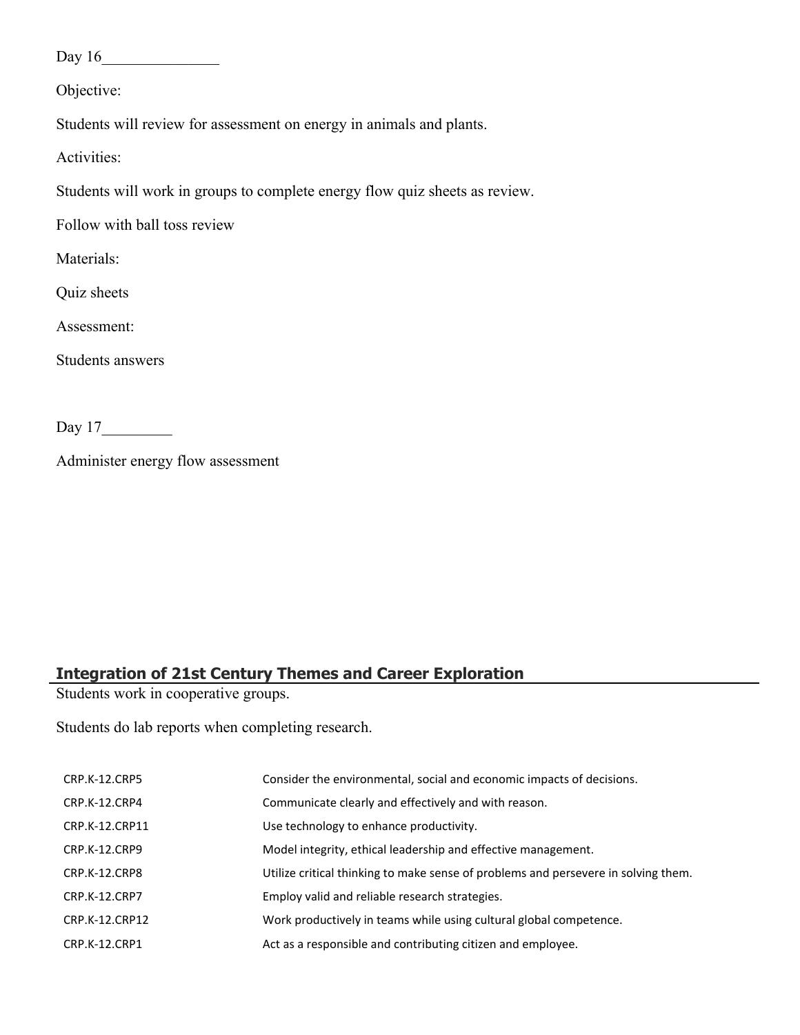Day 16_______________

Objective:

Students will review for assessment on energy in animals and plants.

Activities:

Students will work in groups to complete energy flow quiz sheets as review.

Follow with ball toss review

Materials:

Quiz sheets

Assessment:

Students answers

Day 17_________

Administer energy flow assessment

## Integration of 21st Century Themes and Career Exploration

Students work in cooperative groups.

Students do lab reports when completing research.

| | |
|---|---|
| CRP.K-12.CRP5 | Consider the environmental, social and economic impacts of decisions. |
| CRP.K-12.CRP4 | Communicate clearly and effectively and with reason. |
| CRP.K-12.CRP11 | Use technology to enhance productivity. |
| CRP.K-12.CRP9 | Model integrity, ethical leadership and effective management. |
| CRP.K-12.CRP8 | Utilize critical thinking to make sense of problems and persevere in solving them. |
| CRP.K-12.CRP7 | Employ valid and reliable research strategies. |
| CRP.K-12.CRP12 | Work productively in teams while using cultural global competence. |
| CRP.K-12.CRP1 | Act as a responsible and contributing citizen and employee. |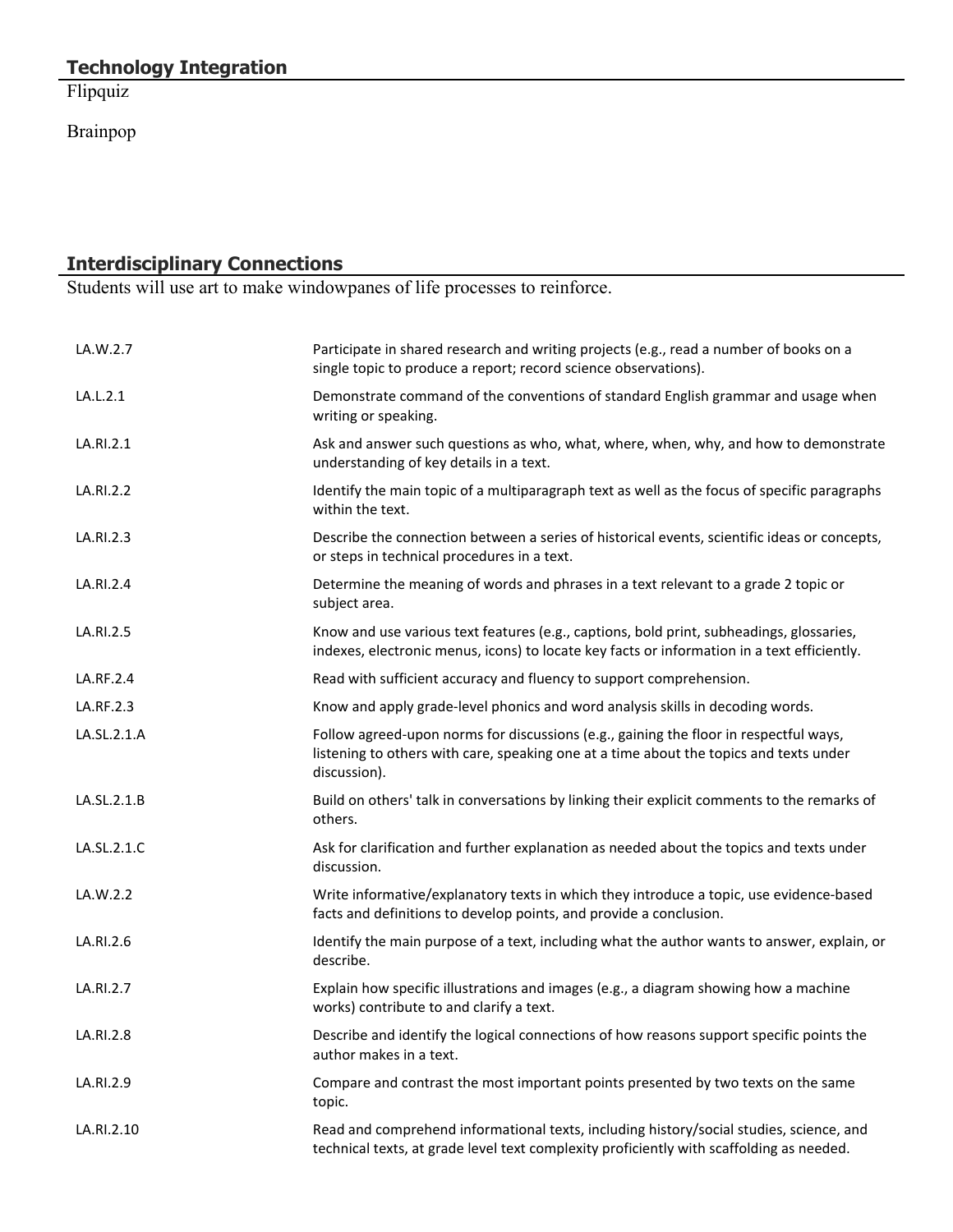## Technology Integration

Flipquiz

Brainpop

## Interdisciplinary Connections

Students will use art to make windowpanes of life processes to reinforce.

| | |
|---|---|
| LA.W.2.7 | Participate in shared research and writing projects (e.g., read a number of books on a single topic to produce a report; record science observations). |
| LA.L.2.1 | Demonstrate command of the conventions of standard English grammar and usage when writing or speaking. |
| LA.RI.2.1 | Ask and answer such questions as who, what, where, when, why, and how to demonstrate understanding of key details in a text. |
| LA.RI.2.2 | Identify the main topic of a multiparagraph text as well as the focus of specific paragraphs within the text. |
| LA.RI.2.3 | Describe the connection between a series of historical events, scientific ideas or concepts, or steps in technical procedures in a text. |
| LA.RI.2.4 | Determine the meaning of words and phrases in a text relevant to a grade 2 topic or subject area. |
| LA.RI.2.5 | Know and use various text features (e.g., captions, bold print, subheadings, glossaries, indexes, electronic menus, icons) to locate key facts or information in a text efficiently. |
| LA.RF.2.4 | Read with sufficient accuracy and fluency to support comprehension. |
| LA.RF.2.3 | Know and apply grade-level phonics and word analysis skills in decoding words. |
| LA.SL.2.1.A | Follow agreed-upon norms for discussions (e.g., gaining the floor in respectful ways, listening to others with care, speaking one at a time about the topics and texts under discussion). |
| LA.SL.2.1.B | Build on others' talk in conversations by linking their explicit comments to the remarks of others. |
| LA.SL.2.1.C | Ask for clarification and further explanation as needed about the topics and texts under discussion. |
| LA.W.2.2 | Write informative/explanatory texts in which they introduce a topic, use evidence-based facts and definitions to develop points, and provide a conclusion. |
| LA.RI.2.6 | Identify the main purpose of a text, including what the author wants to answer, explain, or describe. |
| LA.RI.2.7 | Explain how specific illustrations and images (e.g., a diagram showing how a machine works) contribute to and clarify a text. |
| LA.RI.2.8 | Describe and identify the logical connections of how reasons support specific points the author makes in a text. |
| LA.RI.2.9 | Compare and contrast the most important points presented by two texts on the same topic. |
| LA.RI.2.10 | Read and comprehend informational texts, including history/social studies, science, and technical texts, at grade level text complexity proficiently with scaffolding as needed. |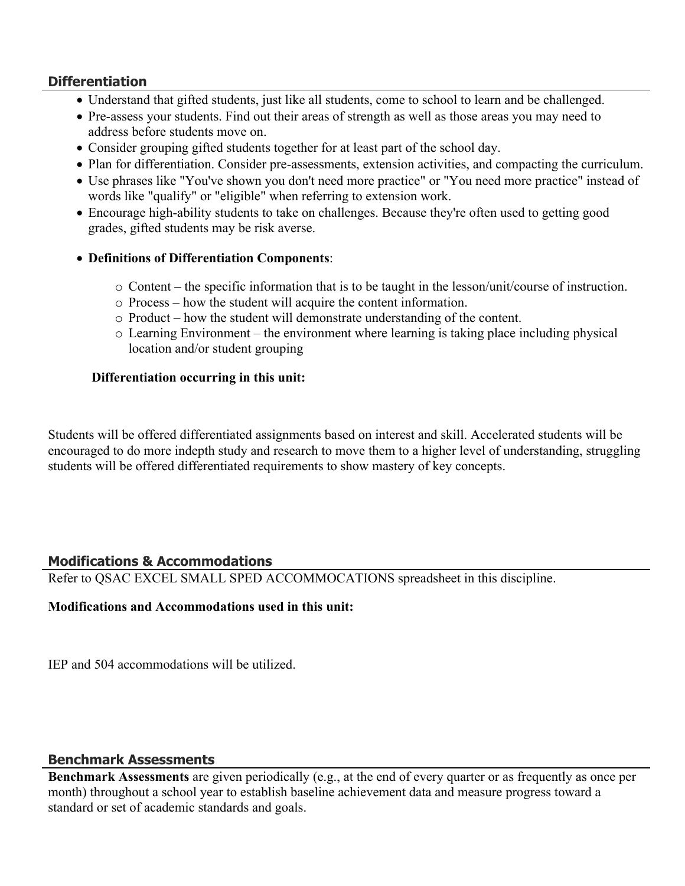## Differentiation

- Understand that gifted students, just like all students, come to school to learn and be challenged.
- Pre-assess your students. Find out their areas of strength as well as those areas you may need to address before students move on.
- Consider grouping gifted students together for at least part of the school day.
- Plan for differentiation. Consider pre-assessments, extension activities, and compacting the curriculum.
- Use phrases like "You've shown you don't need more practice" or "You need more practice" instead of words like "qualify" or "eligible" when referring to extension work.
- Encourage high-ability students to take on challenges. Because they're often used to getting good grades, gifted students may be risk averse.
- **Definitions of Differentiation Components**:
    - Content – the specific information that is to be taught in the lesson/unit/course of instruction.
    - Process – how the student will acquire the content information.
    - Product – how the student will demonstrate understanding of the content.
    - Learning Environment – the environment where learning is taking place including physical location and/or student grouping

**Differentiation occurring in this unit:**

Students will be offered differentiated assignments based on interest and skill. Accelerated students will be encouraged to do more indepth study and research to move them to a higher level of understanding, struggling students will be offered differentiated requirements to show mastery of key concepts.

## Modifications & Accommodations

Refer to QSAC EXCEL SMALL SPED ACCOMMOCATIONS spreadsheet in this discipline.

**Modifications and Accommodations used in this unit:**

IEP and 504 accommodations will be utilized.

## Benchmark Assessments

**Benchmark Assessments** are given periodically (e.g., at the end of every quarter or as frequently as once per month) throughout a school year to establish baseline achievement data and measure progress toward a standard or set of academic standards and goals.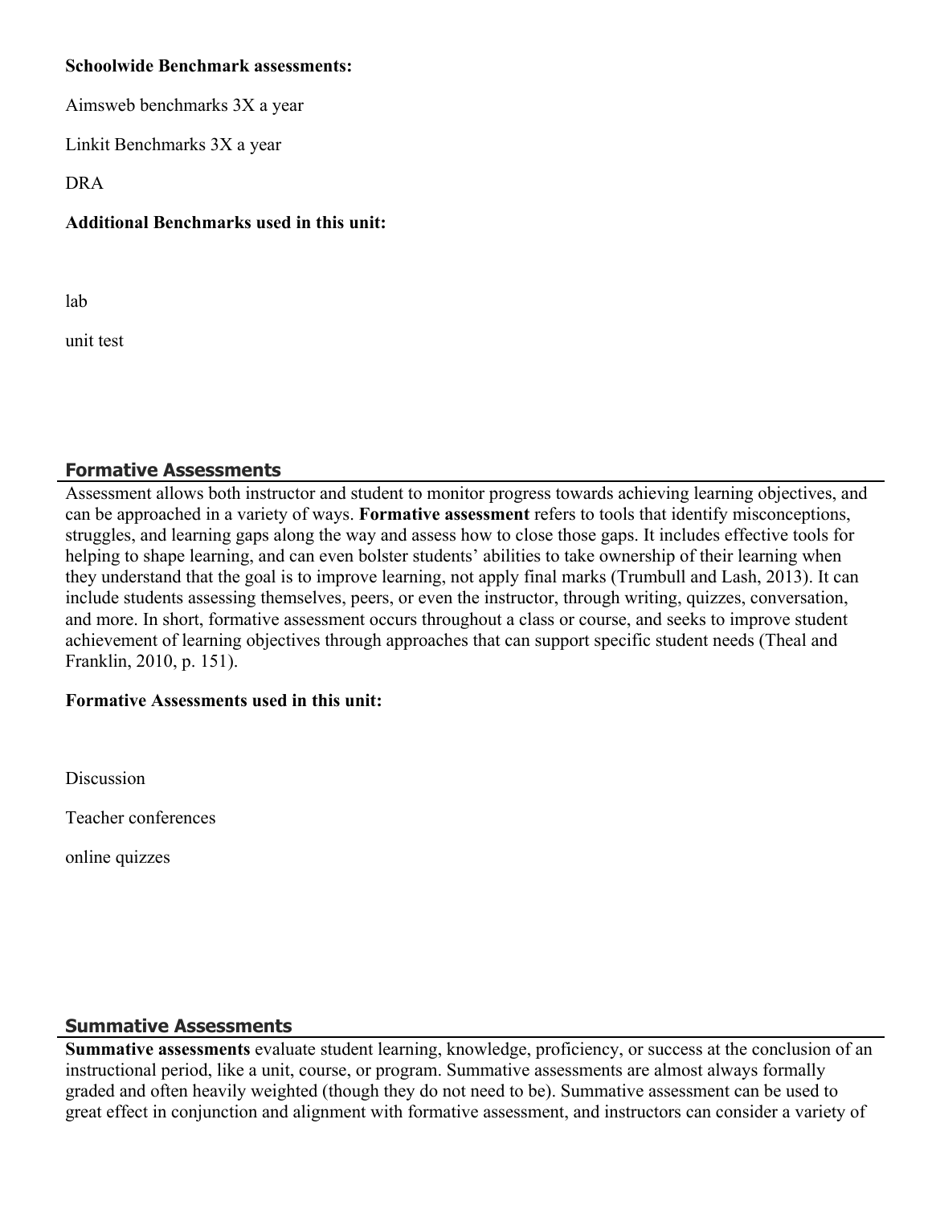**Schoolwide Benchmark assessments:**

Aimsweb benchmarks 3X a year

Linkit Benchmarks 3X a year

DRA

**Additional Benchmarks used in this unit:**

lab

unit test

## Formative Assessments

Assessment allows both instructor and student to monitor progress towards achieving learning objectives, and can be approached in a variety of ways. **Formative assessment** refers to tools that identify misconceptions, struggles, and learning gaps along the way and assess how to close those gaps. It includes effective tools for helping to shape learning, and can even bolster students' abilities to take ownership of their learning when they understand that the goal is to improve learning, not apply final marks (Trumbull and Lash, 2013). It can include students assessing themselves, peers, or even the instructor, through writing, quizzes, conversation, and more. In short, formative assessment occurs throughout a class or course, and seeks to improve student achievement of learning objectives through approaches that can support specific student needs (Theal and Franklin, 2010, p. 151).

**Formative Assessments used in this unit:**

Discussion

Teacher conferences

online quizzes

## Summative Assessments

**Summative assessments** evaluate student learning, knowledge, proficiency, or success at the conclusion of an instructional period, like a unit, course, or program. Summative assessments are almost always formally graded and often heavily weighted (though they do not need to be). Summative assessment can be used to great effect in conjunction and alignment with formative assessment, and instructors can consider a variety of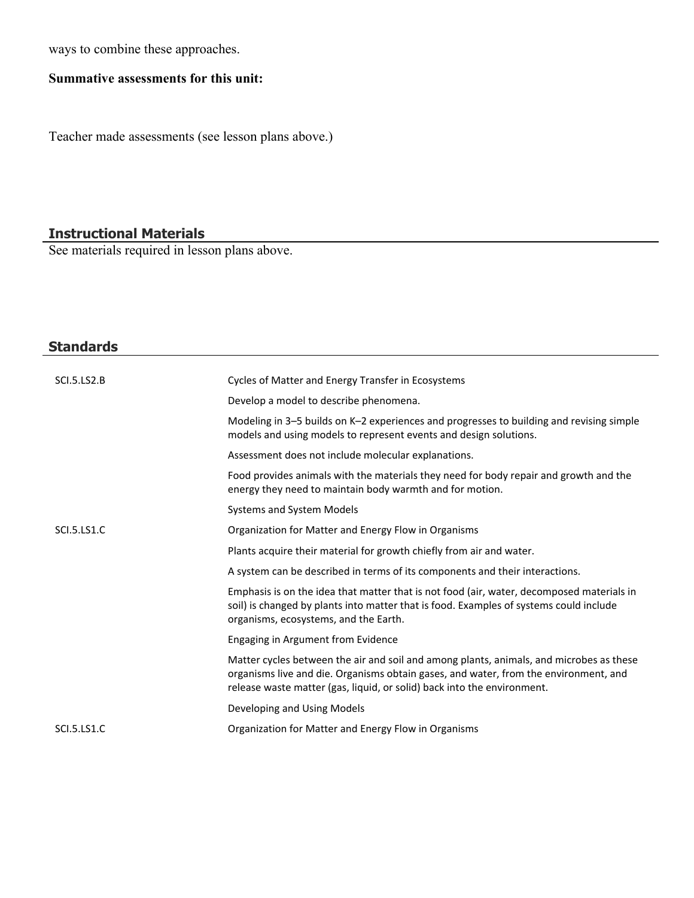ways to combine these approaches.

**Summative assessments for this unit:**

Teacher made assessments (see lesson plans above.)

## Instructional Materials

See materials required in lesson plans above.

## Standards

| | |
|---|---|
| SCI.5.LS2.B | Cycles of Matter and Energy Transfer in Ecosystems |
| | Develop a model to describe phenomena. |
| | Modeling in 3–5 builds on K–2 experiences and progresses to building and revising simple models and using models to represent events and design solutions. |
| | Assessment does not include molecular explanations. |
| | Food provides animals with the materials they need for body repair and growth and the energy they need to maintain body warmth and for motion. |
| | Systems and System Models |
| SCI.5.LS1.C | Organization for Matter and Energy Flow in Organisms |
| | Plants acquire their material for growth chiefly from air and water. |
| | A system can be described in terms of its components and their interactions. |
| | Emphasis is on the idea that matter that is not food (air, water, decomposed materials in soil) is changed by plants into matter that is food. Examples of systems could include organisms, ecosystems, and the Earth. |
| | Engaging in Argument from Evidence |
| | Matter cycles between the air and soil and among plants, animals, and microbes as these organisms live and die. Organisms obtain gases, and water, from the environment, and release waste matter (gas, liquid, or solid) back into the environment. |
| | Developing and Using Models |
| SCI.5.LS1.C | Organization for Matter and Energy Flow in Organisms |